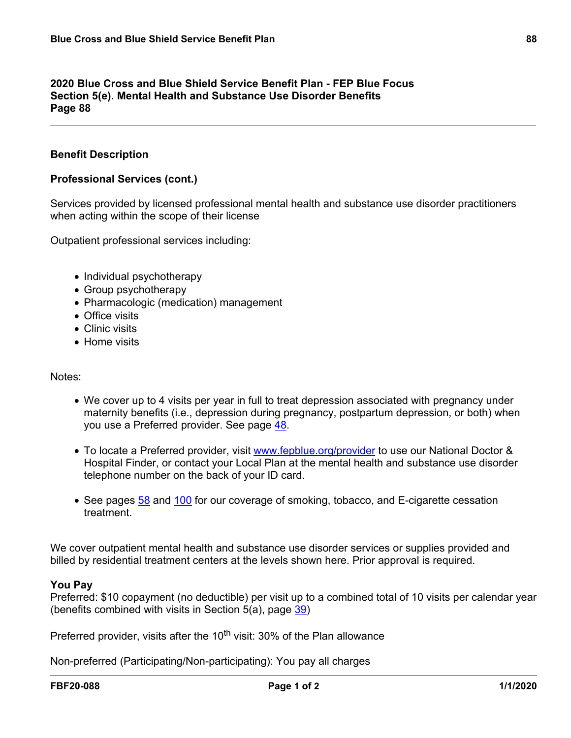## 2020 Blue Cross and Blue Shield Service Benefit Plan - FEP Blue Focus
## Section 5(e). Mental Health and Substance Use Disorder Benefits
## Page 88

### Benefit Description

### Professional Services (cont.)

Services provided by licensed professional mental health and substance use disorder practitioners when acting within the scope of their license

Outpatient professional services including:

- Individual psychotherapy
- Group psychotherapy
- Pharmacologic (medication) management
- Office visits
- Clinic visits
- Home visits

Notes:

- We cover up to 4 visits per year in full to treat depression associated with pregnancy under maternity benefits (i.e., depression during pregnancy, postpartum depression, or both) when you use a Preferred provider. See page 48.
- To locate a Preferred provider, visit www.fepblue.org/provider to use our National Doctor & Hospital Finder, or contact your Local Plan at the mental health and substance use disorder telephone number on the back of your ID card.
- See pages 58 and 100 for our coverage of smoking, tobacco, and E-cigarette cessation treatment.

We cover outpatient mental health and substance use disorder services or supplies provided and billed by residential treatment centers at the levels shown here. Prior approval is required.

**You Pay**

Preferred: $10 copayment (no deductible) per visit up to a combined total of 10 visits per calendar year (benefits combined with visits in Section 5(a), page 39)

Preferred provider, visits after the 10th visit: 30% of the Plan allowance

Non-preferred (Participating/Non-participating): You pay all charges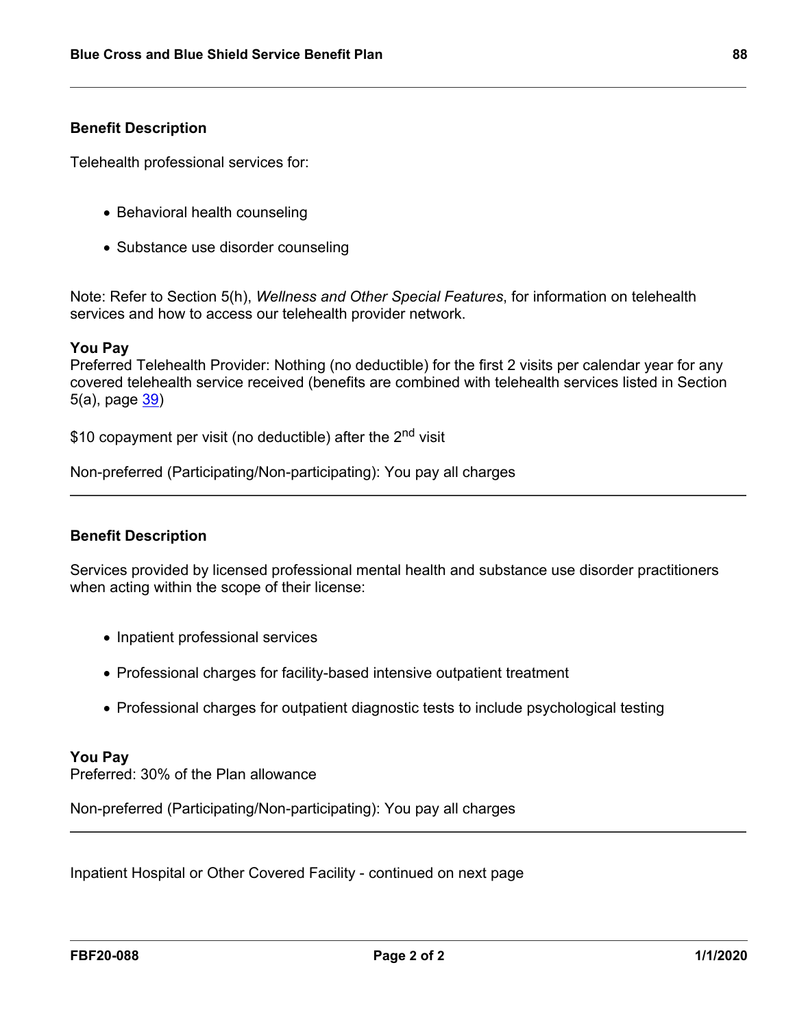**Benefit Description**

Telehealth professional services for:

- Behavioral health counseling
- Substance use disorder counseling

Note: Refer to Section 5(h), *Wellness and Other Special Features*, for information on telehealth services and how to access our telehealth provider network.

**You Pay**

Preferred Telehealth Provider: Nothing (no deductible) for the first 2 visits per calendar year for any covered telehealth service received (benefits are combined with telehealth services listed in Section 5(a), page 39)

$10 copayment per visit (no deductible) after the 2nd visit

Non-preferred (Participating/Non-participating): You pay all charges

---

**Benefit Description**

Services provided by licensed professional mental health and substance use disorder practitioners when acting within the scope of their license:

- Inpatient professional services
- Professional charges for facility-based intensive outpatient treatment
- Professional charges for outpatient diagnostic tests to include psychological testing

**You Pay**

Preferred: 30% of the Plan allowance

Non-preferred (Participating/Non-participating): You pay all charges

---

Inpatient Hospital or Other Covered Facility - continued on next page